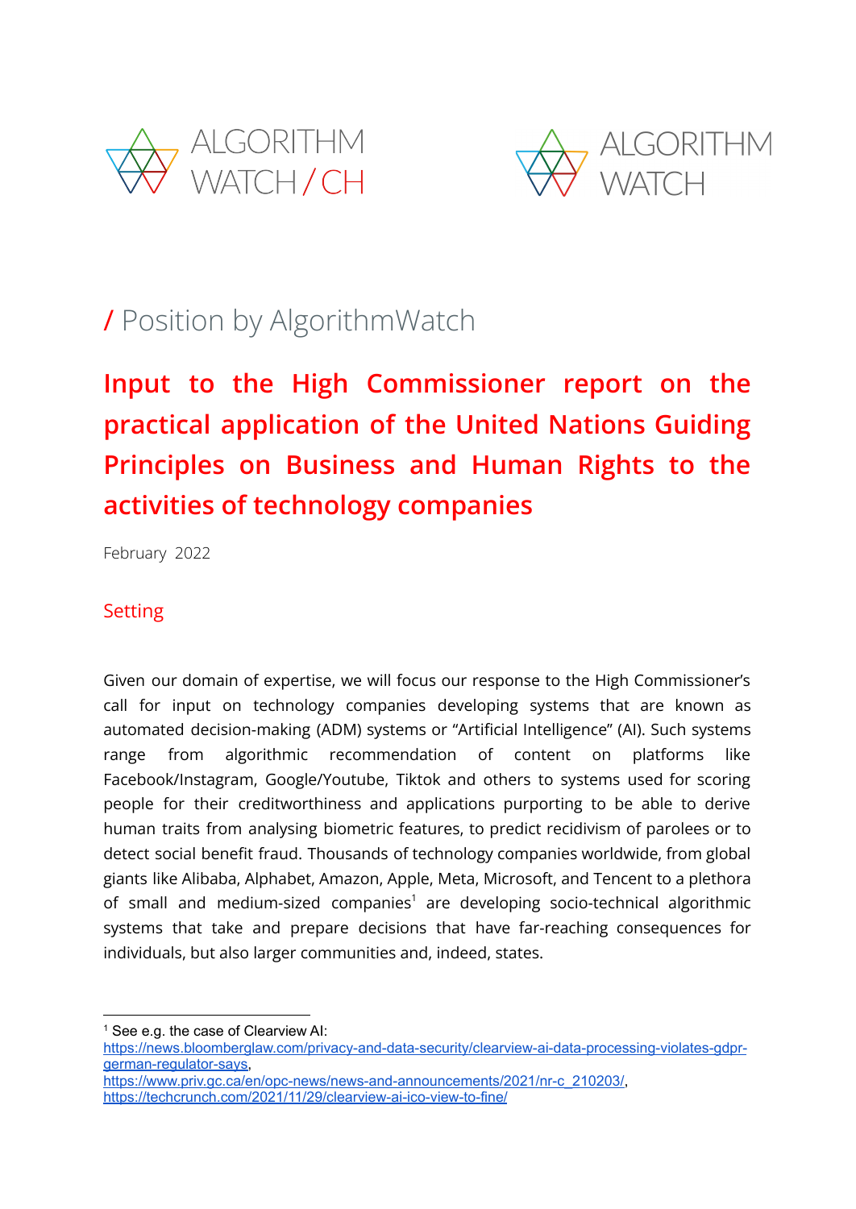ALGORITHM WATCH / CH

ALGORITHM WATCH

/ Position by AlgorithmWatch

# Input to the High Commissioner report on the practical application of the United Nations Guiding Principles on Business and Human Rights to the activities of technology companies

February 2022

## Setting

Given our domain of expertise, we will focus our response to the High Commissioner's call for input on technology companies developing systems that are known as automated decision-making (ADM) systems or "Artificial Intelligence" (AI). Such systems range from algorithmic recommendation of content on platforms like Facebook/Instagram, Google/Youtube, Tiktok and others to systems used for scoring people for their creditworthiness and applications purporting to be able to derive human traits from analysing biometric features, to predict recidivism of parolees or to detect social benefit fraud. Thousands of technology companies worldwide, from global giants like Alibaba, Alphabet, Amazon, Apple, Meta, Microsoft, and Tencent to a plethora of small and medium-sized companies[1] are developing socio-technical algorithmic systems that take and prepare decisions that have far-reaching consequences for individuals, but also larger communities and, indeed, states.

---

[1] See e.g. the case of Clearview AI: https://news.bloomberglaw.com/privacy-and-data-security/clearview-ai-data-processing-violates-gdpr-german-regulator-says, https://www.priv.gc.ca/en/opc-news/news-and-announcements/2021/nr-c_210203/, https://techcrunch.com/2021/11/29/clearview-ai-ico-view-to-fine/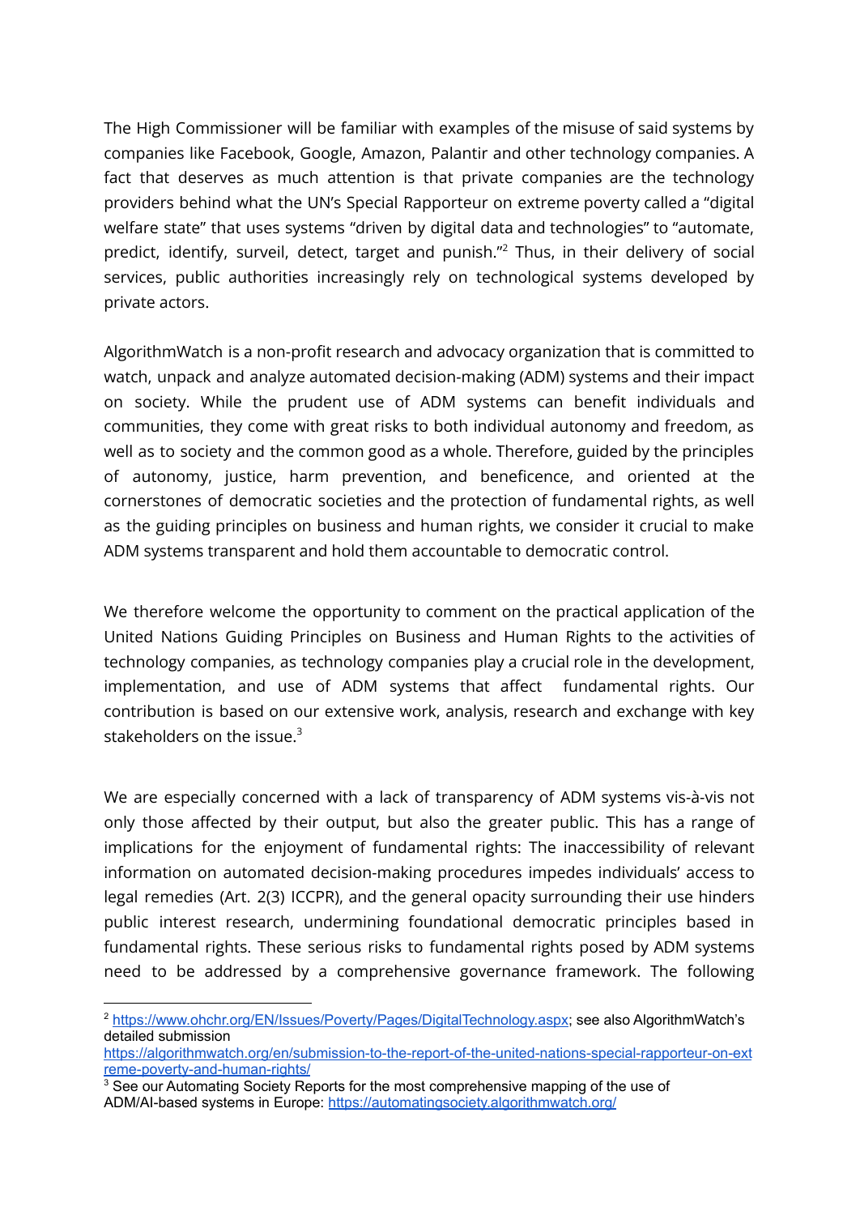The High Commissioner will be familiar with examples of the misuse of said systems by companies like Facebook, Google, Amazon, Palantir and other technology companies. A fact that deserves as much attention is that private companies are the technology providers behind what the UN's Special Rapporteur on extreme poverty called a "digital welfare state" that uses systems "driven by digital data and technologies" to "automate, predict, identify, surveil, detect, target and punish."[2] Thus, in their delivery of social services, public authorities increasingly rely on technological systems developed by private actors.

AlgorithmWatch is a non-profit research and advocacy organization that is committed to watch, unpack and analyze automated decision-making (ADM) systems and their impact on society. While the prudent use of ADM systems can benefit individuals and communities, they come with great risks to both individual autonomy and freedom, as well as to society and the common good as a whole. Therefore, guided by the principles of autonomy, justice, harm prevention, and beneficence, and oriented at the cornerstones of democratic societies and the protection of fundamental rights, as well as the guiding principles on business and human rights, we consider it crucial to make ADM systems transparent and hold them accountable to democratic control.

We therefore welcome the opportunity to comment on the practical application of the United Nations Guiding Principles on Business and Human Rights to the activities of technology companies, as technology companies play a crucial role in the development, implementation, and use of ADM systems that affect fundamental rights. Our contribution is based on our extensive work, analysis, research and exchange with key stakeholders on the issue.[3]

We are especially concerned with a lack of transparency of ADM systems vis-à-vis not only those affected by their output, but also the greater public. This has a range of implications for the enjoyment of fundamental rights: The inaccessibility of relevant information on automated decision-making procedures impedes individuals' access to legal remedies (Art. 2(3) ICCPR), and the general opacity surrounding their use hinders public interest research, undermining foundational democratic principles based in fundamental rights. These serious risks to fundamental rights posed by ADM systems need to be addressed by a comprehensive governance framework. The following

[2] https://www.ohchr.org/EN/Issues/Poverty/Pages/DigitalTechnology.aspx; see also AlgorithmWatch's detailed submission https://algorithmwatch.org/en/submission-to-the-report-of-the-united-nations-special-rapporteur-on-extreme-poverty-and-human-rights/

[3] See our Automating Society Reports for the most comprehensive mapping of the use of ADM/AI-based systems in Europe: https://automatingsociety.algorithmwatch.org/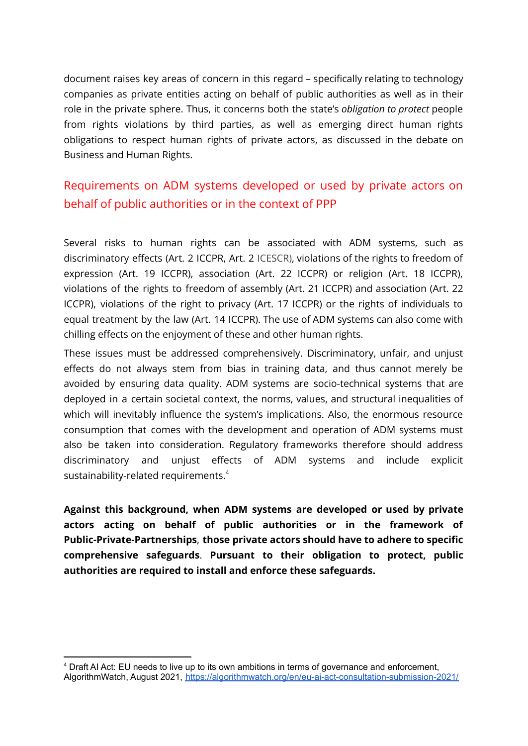document raises key areas of concern in this regard – specifically relating to technology companies as private entities acting on behalf of public authorities as well as in their role in the private sphere. Thus, it concerns both the state's *obligation to protect* people from rights violations by third parties, as well as emerging direct human rights obligations to respect human rights of private actors, as discussed in the debate on Business and Human Rights.

## Requirements on ADM systems developed or used by private actors on behalf of public authorities or in the context of PPP

Several risks to human rights can be associated with ADM systems, such as discriminatory effects (Art. 2 ICCPR, Art. 2 ICESCR), violations of the rights to freedom of expression (Art. 19 ICCPR), association (Art. 22 ICCPR) or religion (Art. 18 ICCPR), violations of the rights to freedom of assembly (Art. 21 ICCPR) and association (Art. 22 ICCPR), violations of the right to privacy (Art. 17 ICCPR) or the rights of individuals to equal treatment by the law (Art. 14 ICCPR). The use of ADM systems can also come with chilling effects on the enjoyment of these and other human rights.

These issues must be addressed comprehensively. Discriminatory, unfair, and unjust effects do not always stem from bias in training data, and thus cannot merely be avoided by ensuring data quality. ADM systems are socio-technical systems that are deployed in a certain societal context, the norms, values, and structural inequalities of which will inevitably influence the system's implications. Also, the enormous resource consumption that comes with the development and operation of ADM systems must also be taken into consideration. Regulatory frameworks therefore should address discriminatory and unjust effects of ADM systems and include explicit sustainability-related requirements.[4]

**Against this background, when ADM systems are developed or used by private actors acting on behalf of public authorities or in the framework of Public-Private-Partnerships**, **those private actors should have to adhere to specific comprehensive safeguards**. **Pursuant to their obligation to protect, public authorities are required to install and enforce these safeguards.**

---

[4] Draft AI Act: EU needs to live up to its own ambitions in terms of governance and enforcement, AlgorithmWatch, August 2021, https://algorithmwatch.org/en/eu-ai-act-consultation-submission-2021/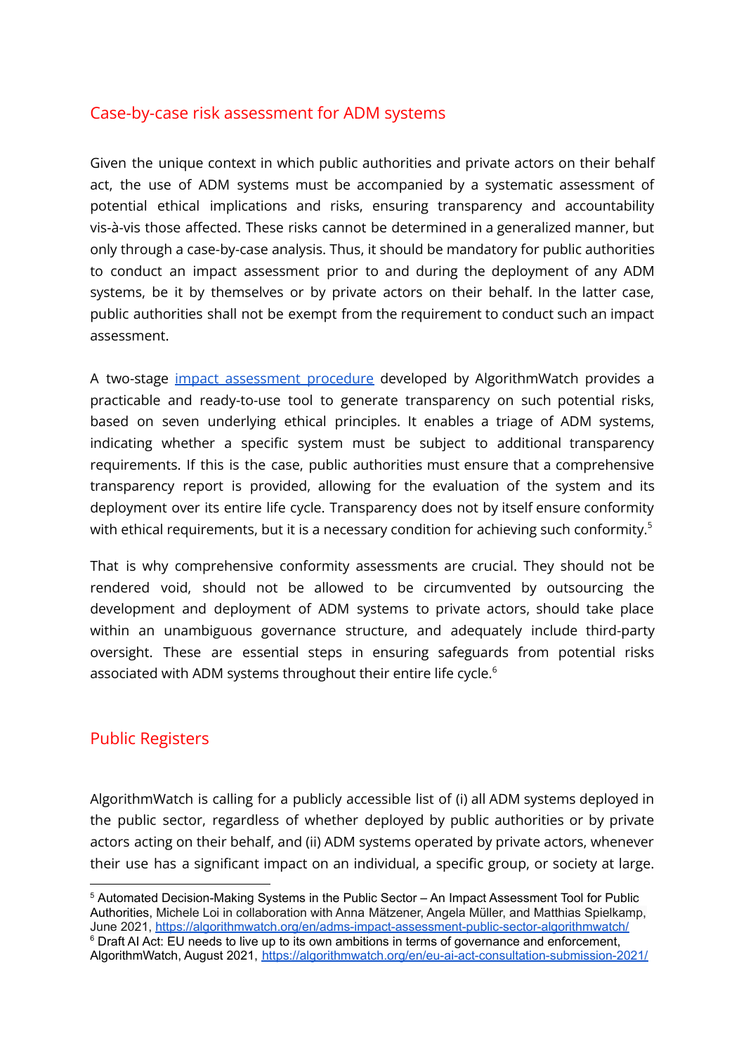## Case-by-case risk assessment for ADM systems

Given the unique context in which public authorities and private actors on their behalf act, the use of ADM systems must be accompanied by a systematic assessment of potential ethical implications and risks, ensuring transparency and accountability vis-à-vis those affected. These risks cannot be determined in a generalized manner, but only through a case-by-case analysis. Thus, it should be mandatory for public authorities to conduct an impact assessment prior to and during the deployment of any ADM systems, be it by themselves or by private actors on their behalf. In the latter case, public authorities shall not be exempt from the requirement to conduct such an impact assessment.

A two-stage impact assessment procedure developed by AlgorithmWatch provides a practicable and ready-to-use tool to generate transparency on such potential risks, based on seven underlying ethical principles. It enables a triage of ADM systems, indicating whether a specific system must be subject to additional transparency requirements. If this is the case, public authorities must ensure that a comprehensive transparency report is provided, allowing for the evaluation of the system and its deployment over its entire life cycle. Transparency does not by itself ensure conformity with ethical requirements, but it is a necessary condition for achieving such conformity.[5]

That is why comprehensive conformity assessments are crucial. They should not be rendered void, should not be allowed to be circumvented by outsourcing the development and deployment of ADM systems to private actors, should take place within an unambiguous governance structure, and adequately include third-party oversight. These are essential steps in ensuring safeguards from potential risks associated with ADM systems throughout their entire life cycle.[6]

## Public Registers

AlgorithmWatch is calling for a publicly accessible list of (i) all ADM systems deployed in the public sector, regardless of whether deployed by public authorities or by private actors acting on their behalf, and (ii) ADM systems operated by private actors, whenever their use has a significant impact on an individual, a specific group, or society at large.

---

[5] Automated Decision-Making Systems in the Public Sector – An Impact Assessment Tool for Public Authorities, Michele Loi in collaboration with Anna Mätzener, Angela Müller, and Matthias Spielkamp, June 2021, https://algorithmwatch.org/en/adms-impact-assessment-public-sector-algorithmwatch/

[6] Draft AI Act: EU needs to live up to its own ambitions in terms of governance and enforcement, AlgorithmWatch, August 2021, https://algorithmwatch.org/en/eu-ai-act-consultation-submission-2021/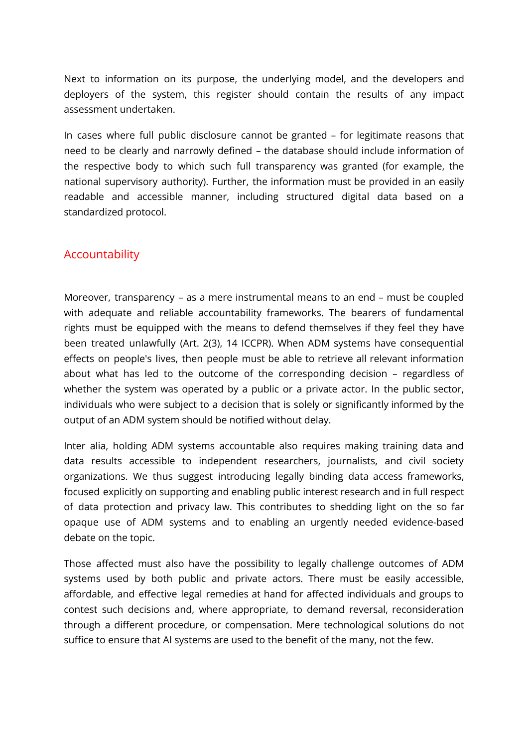Next to information on its purpose, the underlying model, and the developers and deployers of the system, this register should contain the results of any impact assessment undertaken.

In cases where full public disclosure cannot be granted – for legitimate reasons that need to be clearly and narrowly defined – the database should include information of the respective body to which such full transparency was granted (for example, the national supervisory authority). Further, the information must be provided in an easily readable and accessible manner, including structured digital data based on a standardized protocol.

## Accountability

Moreover, transparency – as a mere instrumental means to an end – must be coupled with adequate and reliable accountability frameworks. The bearers of fundamental rights must be equipped with the means to defend themselves if they feel they have been treated unlawfully (Art. 2(3), 14 ICCPR). When ADM systems have consequential effects on people's lives, then people must be able to retrieve all relevant information about what has led to the outcome of the corresponding decision – regardless of whether the system was operated by a public or a private actor. In the public sector, individuals who were subject to a decision that is solely or significantly informed by the output of an ADM system should be notified without delay.

Inter alia, holding ADM systems accountable also requires making training data and data results accessible to independent researchers, journalists, and civil society organizations. We thus suggest introducing legally binding data access frameworks, focused explicitly on supporting and enabling public interest research and in full respect of data protection and privacy law. This contributes to shedding light on the so far opaque use of ADM systems and to enabling an urgently needed evidence-based debate on the topic.

Those affected must also have the possibility to legally challenge outcomes of ADM systems used by both public and private actors. There must be easily accessible, affordable, and effective legal remedies at hand for affected individuals and groups to contest such decisions and, where appropriate, to demand reversal, reconsideration through a different procedure, or compensation. Mere technological solutions do not suffice to ensure that AI systems are used to the benefit of the many, not the few.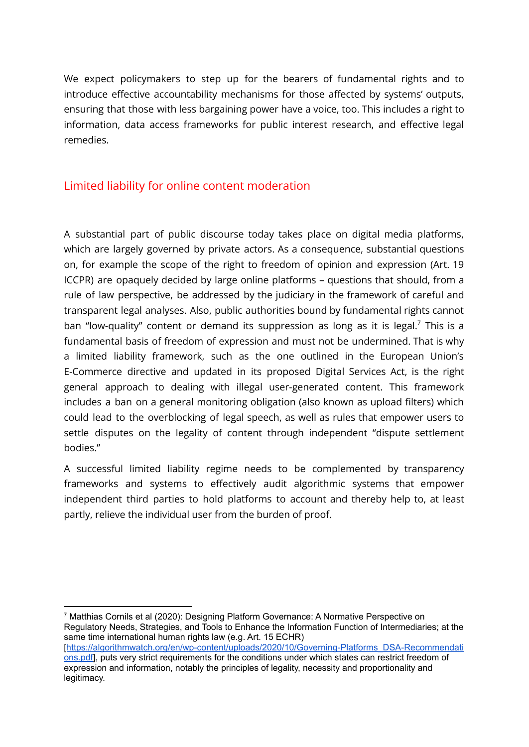We expect policymakers to step up for the bearers of fundamental rights and to introduce effective accountability mechanisms for those affected by systems' outputs, ensuring that those with less bargaining power have a voice, too. This includes a right to information, data access frameworks for public interest research, and effective legal remedies.

## Limited liability for online content moderation

A substantial part of public discourse today takes place on digital media platforms, which are largely governed by private actors. As a consequence, substantial questions on, for example the scope of the right to freedom of opinion and expression (Art. 19 ICCPR) are opaquely decided by large online platforms – questions that should, from a rule of law perspective, be addressed by the judiciary in the framework of careful and transparent legal analyses. Also, public authorities bound by fundamental rights cannot ban "low-quality" content or demand its suppression as long as it is legal.[7] This is a fundamental basis of freedom of expression and must not be undermined. That is why a limited liability framework, such as the one outlined in the European Union's E-Commerce directive and updated in its proposed Digital Services Act, is the right general approach to dealing with illegal user-generated content. This framework includes a ban on a general monitoring obligation (also known as upload filters) which could lead to the overblocking of legal speech, as well as rules that empower users to settle disputes on the legality of content through independent "dispute settlement bodies."

A successful limited liability regime needs to be complemented by transparency frameworks and systems to effectively audit algorithmic systems that empower independent third parties to hold platforms to account and thereby help to, at least partly, relieve the individual user from the burden of proof.

---

[7] Matthias Cornils et al (2020): Designing Platform Governance: A Normative Perspective on Regulatory Needs, Strategies, and Tools to Enhance the Information Function of Intermediaries; at the same time international human rights law (e.g. Art. 15 ECHR) [https://algorithmwatch.org/en/wp-content/uploads/2020/10/Governing-Platforms_DSA-Recommendations.pdf], puts very strict requirements for the conditions under which states can restrict freedom of expression and information, notably the principles of legality, necessity and proportionality and legitimacy.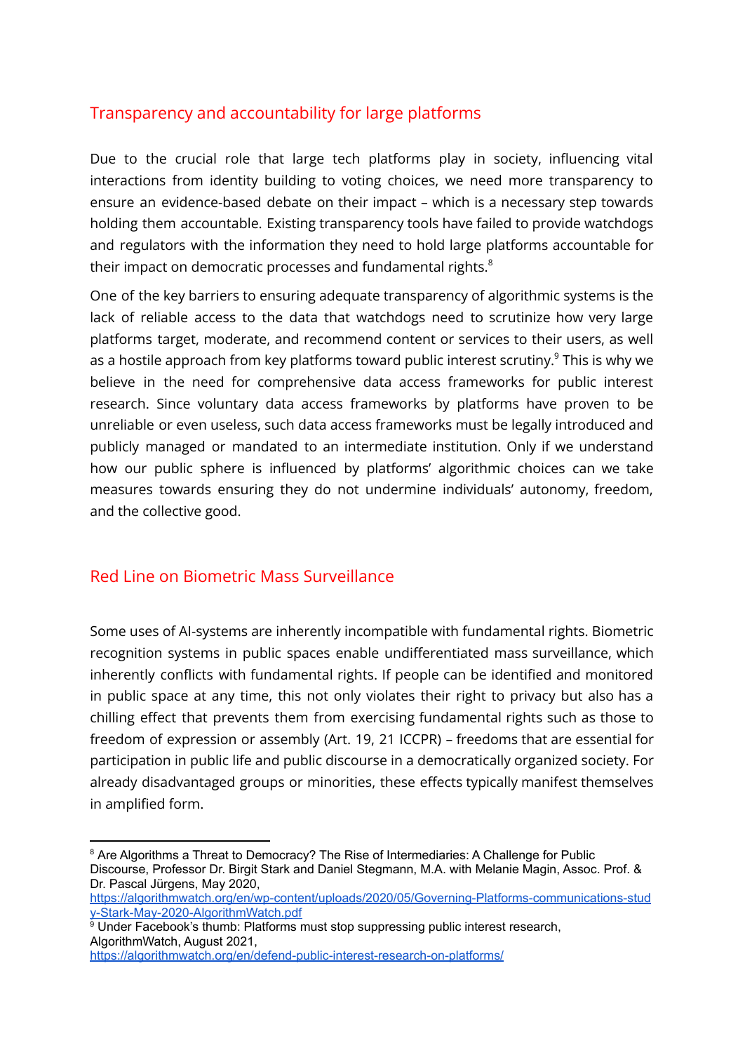## Transparency and accountability for large platforms

Due to the crucial role that large tech platforms play in society, influencing vital interactions from identity building to voting choices, we need more transparency to ensure an evidence-based debate on their impact – which is a necessary step towards holding them accountable. Existing transparency tools have failed to provide watchdogs and regulators with the information they need to hold large platforms accountable for their impact on democratic processes and fundamental rights.[8]

One of the key barriers to ensuring adequate transparency of algorithmic systems is the lack of reliable access to the data that watchdogs need to scrutinize how very large platforms target, moderate, and recommend content or services to their users, as well as a hostile approach from key platforms toward public interest scrutiny.[9] This is why we believe in the need for comprehensive data access frameworks for public interest research. Since voluntary data access frameworks by platforms have proven to be unreliable or even useless, such data access frameworks must be legally introduced and publicly managed or mandated to an intermediate institution. Only if we understand how our public sphere is influenced by platforms' algorithmic choices can we take measures towards ensuring they do not undermine individuals' autonomy, freedom, and the collective good.

## Red Line on Biometric Mass Surveillance

Some uses of AI-systems are inherently incompatible with fundamental rights. Biometric recognition systems in public spaces enable undifferentiated mass surveillance, which inherently conflicts with fundamental rights. If people can be identified and monitored in public space at any time, this not only violates their right to privacy but also has a chilling effect that prevents them from exercising fundamental rights such as those to freedom of expression or assembly (Art. 19, 21 ICCPR) – freedoms that are essential for participation in public life and public discourse in a democratically organized society. For already disadvantaged groups or minorities, these effects typically manifest themselves in amplified form.

---

[8] Are Algorithms a Threat to Democracy? The Rise of Intermediaries: A Challenge for Public Discourse, Professor Dr. Birgit Stark and Daniel Stegmann, M.A. with Melanie Magin, Assoc. Prof. & Dr. Pascal Jürgens, May 2020, https://algorithmwatch.org/en/wp-content/uploads/2020/05/Governing-Platforms-communications-study-Stark-May-2020-AlgorithmWatch.pdf

[9] Under Facebook's thumb: Platforms must stop suppressing public interest research, AlgorithmWatch, August 2021, https://algorithmwatch.org/en/defend-public-interest-research-on-platforms/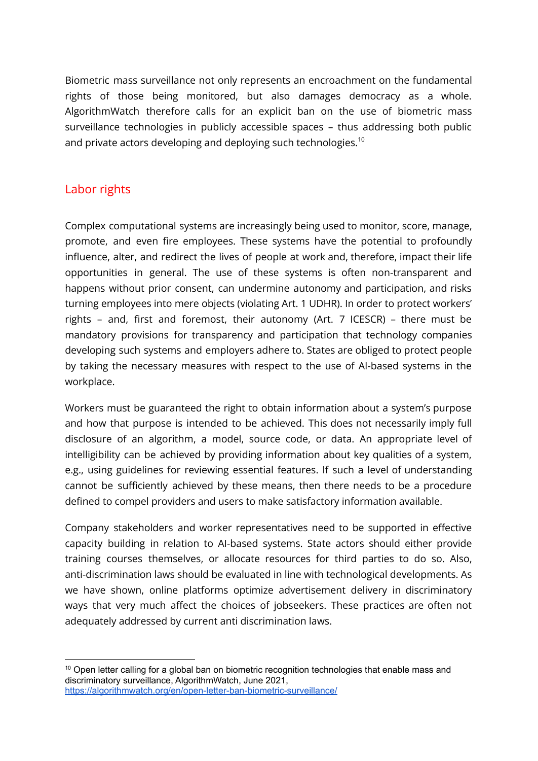Biometric mass surveillance not only represents an encroachment on the fundamental rights of those being monitored, but also damages democracy as a whole. AlgorithmWatch therefore calls for an explicit ban on the use of biometric mass surveillance technologies in publicly accessible spaces – thus addressing both public and private actors developing and deploying such technologies.[10]

## Labor rights

Complex computational systems are increasingly being used to monitor, score, manage, promote, and even fire employees. These systems have the potential to profoundly influence, alter, and redirect the lives of people at work and, therefore, impact their life opportunities in general. The use of these systems is often non-transparent and happens without prior consent, can undermine autonomy and participation, and risks turning employees into mere objects (violating Art. 1 UDHR). In order to protect workers' rights – and, first and foremost, their autonomy (Art. 7 ICESCR) – there must be mandatory provisions for transparency and participation that technology companies developing such systems and employers adhere to. States are obliged to protect people by taking the necessary measures with respect to the use of AI-based systems in the workplace.

Workers must be guaranteed the right to obtain information about a system's purpose and how that purpose is intended to be achieved. This does not necessarily imply full disclosure of an algorithm, a model, source code, or data. An appropriate level of intelligibility can be achieved by providing information about key qualities of a system, e.g., using guidelines for reviewing essential features. If such a level of understanding cannot be sufficiently achieved by these means, then there needs to be a procedure defined to compel providers and users to make satisfactory information available.

Company stakeholders and worker representatives need to be supported in effective capacity building in relation to AI-based systems. State actors should either provide training courses themselves, or allocate resources for third parties to do so. Also, anti-discrimination laws should be evaluated in line with technological developments. As we have shown, online platforms optimize advertisement delivery in discriminatory ways that very much affect the choices of jobseekers. These practices are often not adequately addressed by current anti discrimination laws.

---

[10] Open letter calling for a global ban on biometric recognition technologies that enable mass and discriminatory surveillance, AlgorithmWatch, June 2021, https://algorithmwatch.org/en/open-letter-ban-biometric-surveillance/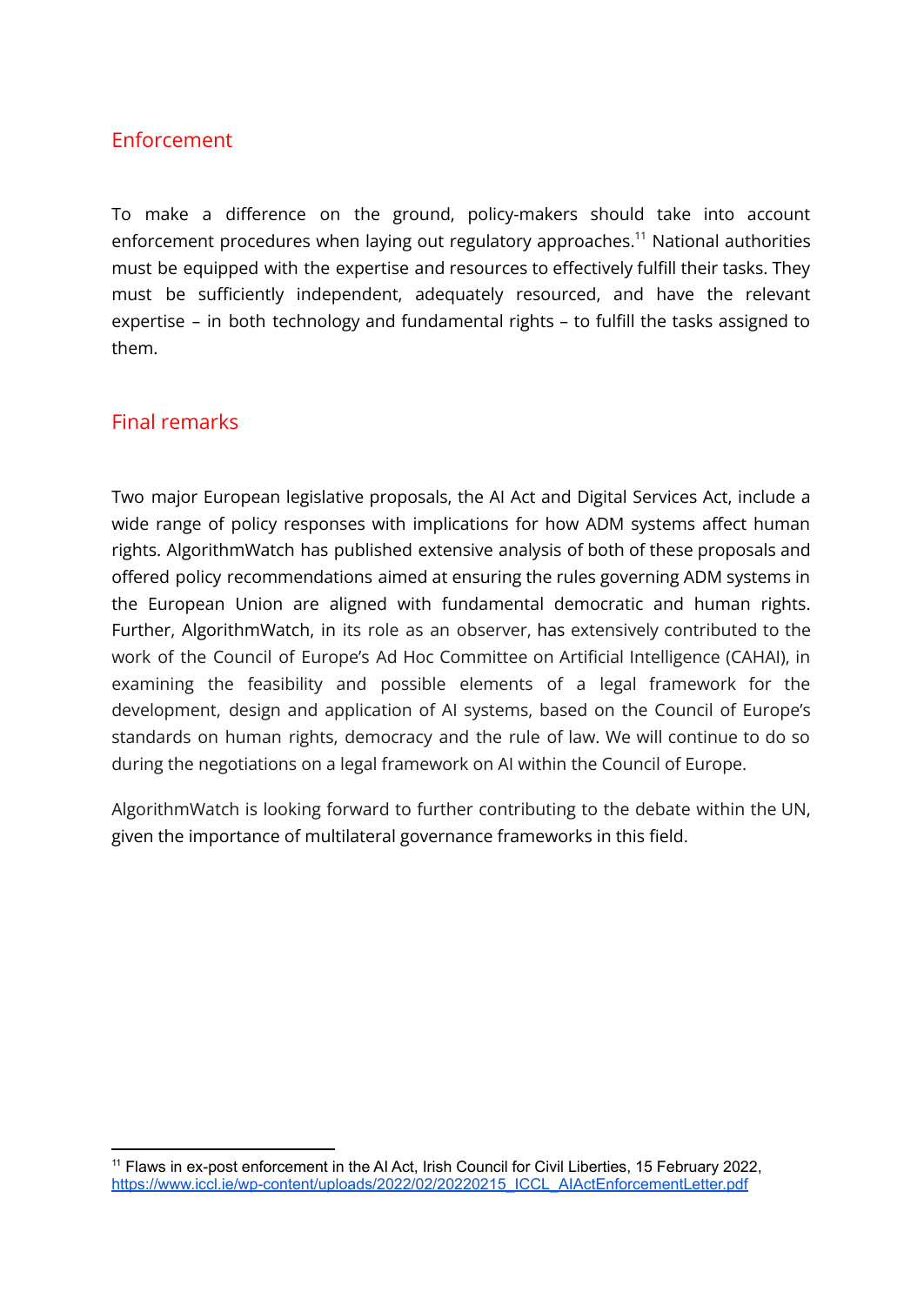## Enforcement

To make a difference on the ground, policy-makers should take into account enforcement procedures when laying out regulatory approaches.[11] National authorities must be equipped with the expertise and resources to effectively fulfill their tasks. They must be sufficiently independent, adequately resourced, and have the relevant expertise – in both technology and fundamental rights – to fulfill the tasks assigned to them.

## Final remarks

Two major European legislative proposals, the AI Act and Digital Services Act, include a wide range of policy responses with implications for how ADM systems affect human rights. AlgorithmWatch has published extensive analysis of both of these proposals and offered policy recommendations aimed at ensuring the rules governing ADM systems in the European Union are aligned with fundamental democratic and human rights. Further, AlgorithmWatch, in its role as an observer, has extensively contributed to the work of the Council of Europe's Ad Hoc Committee on Artificial Intelligence (CAHAI), in examining the feasibility and possible elements of a legal framework for the development, design and application of AI systems, based on the Council of Europe's standards on human rights, democracy and the rule of law. We will continue to do so during the negotiations on a legal framework on AI within the Council of Europe.

AlgorithmWatch is looking forward to further contributing to the debate within the UN, given the importance of multilateral governance frameworks in this field.

---

[11] Flaws in ex-post enforcement in the AI Act, Irish Council for Civil Liberties, 15 February 2022, https://www.iccl.ie/wp-content/uploads/2022/02/20220215_ICCL_AIActEnforcementLetter.pdf